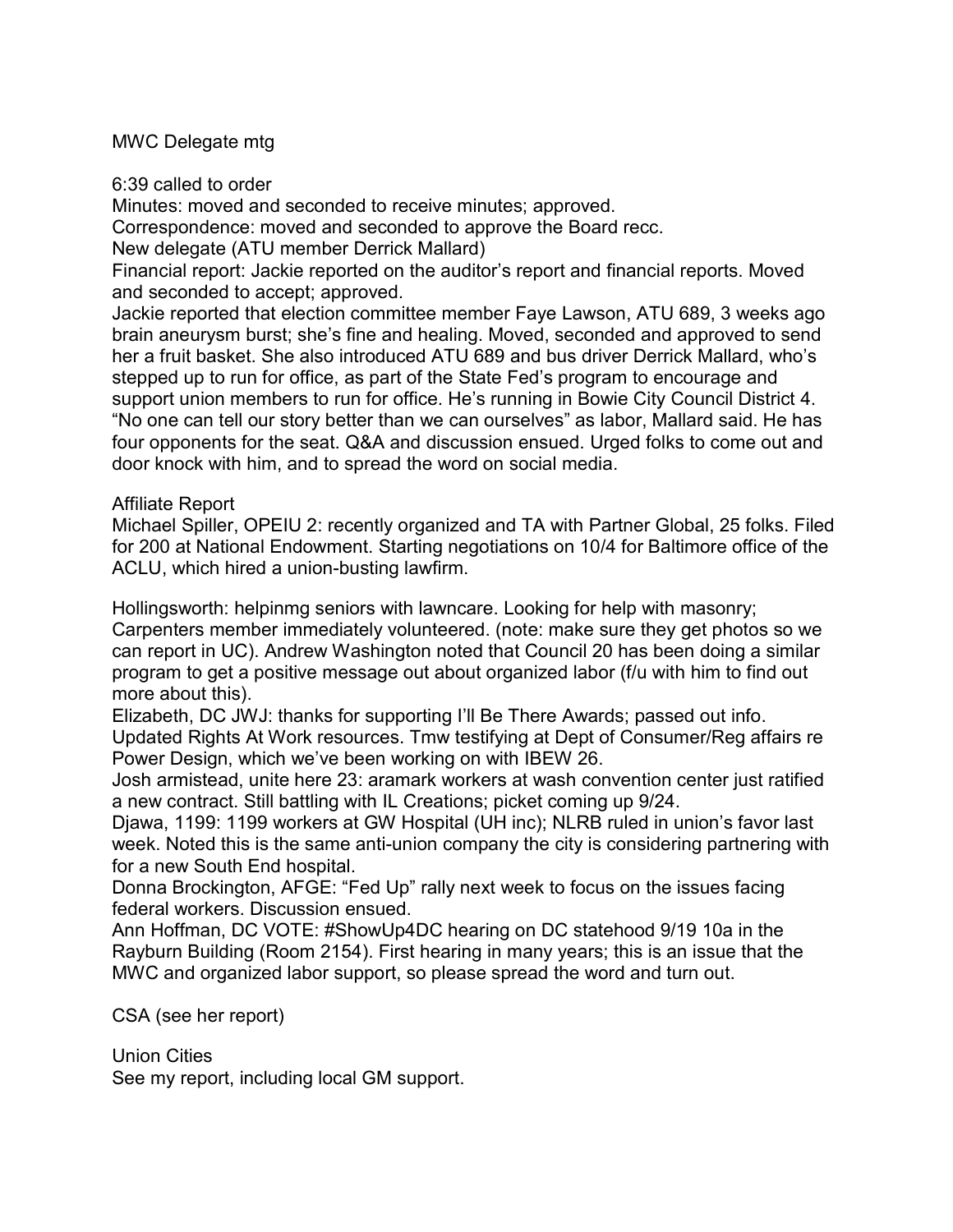MWC Delegate mtg

6:39 called to order
Minutes: moved and seconded to receive minutes; approved.
Correspondence: moved and seconded to approve the Board recc.
New delegate (ATU member Derrick Mallard)
Financial report: Jackie reported on the auditor's report and financial reports. Moved and seconded to accept; approved.
Jackie reported that election committee member Faye Lawson, ATU 689, 3 weeks ago brain aneurysm burst; she's fine and healing. Moved, seconded and approved to send her a fruit basket. She also introduced ATU 689 and bus driver Derrick Mallard, who's stepped up to run for office, as part of the State Fed's program to encourage and support union members to run for office. He's running in Bowie City Council District 4. "No one can tell our story better than we can ourselves" as labor, Mallard said. He has four opponents for the seat. Q&A and discussion ensued. Urged folks to come out and door knock with him, and to spread the word on social media.

Affiliate Report
Michael Spiller, OPEIU 2: recently organized and TA with Partner Global, 25 folks. Filed for 200 at National Endowment. Starting negotiations on 10/4 for Baltimore office of the ACLU, which hired a union-busting lawfirm.

Hollingsworth: helpinmg seniors with lawncare. Looking for help with masonry; Carpenters member immediately volunteered. (note: make sure they get photos so we can report in UC). Andrew Washington noted that Council 20 has been doing a similar program to get a positive message out about organized labor (f/u with him to find out more about this).
Elizabeth, DC JWJ: thanks for supporting I'll Be There Awards; passed out info. Updated Rights At Work resources. Tmw testifying at Dept of Consumer/Reg affairs re Power Design, which we've been working on with IBEW 26.
Josh armistead, unite here 23: aramark workers at wash convention center just ratified a new contract. Still battling with IL Creations; picket coming up 9/24.
Djawa, 1199: 1199 workers at GW Hospital (UH inc); NLRB ruled in union's favor last week. Noted this is the same anti-union company the city is considering partnering with for a new South End hospital.
Donna Brockington, AFGE: "Fed Up" rally next week to focus on the issues facing federal workers. Discussion ensued.
Ann Hoffman, DC VOTE: #ShowUp4DC hearing on DC statehood 9/19 10a in the Rayburn Building (Room 2154). First hearing in many years; this is an issue that the MWC and organized labor support, so please spread the word and turn out.

CSA (see her report)

Union Cities
See my report, including local GM support.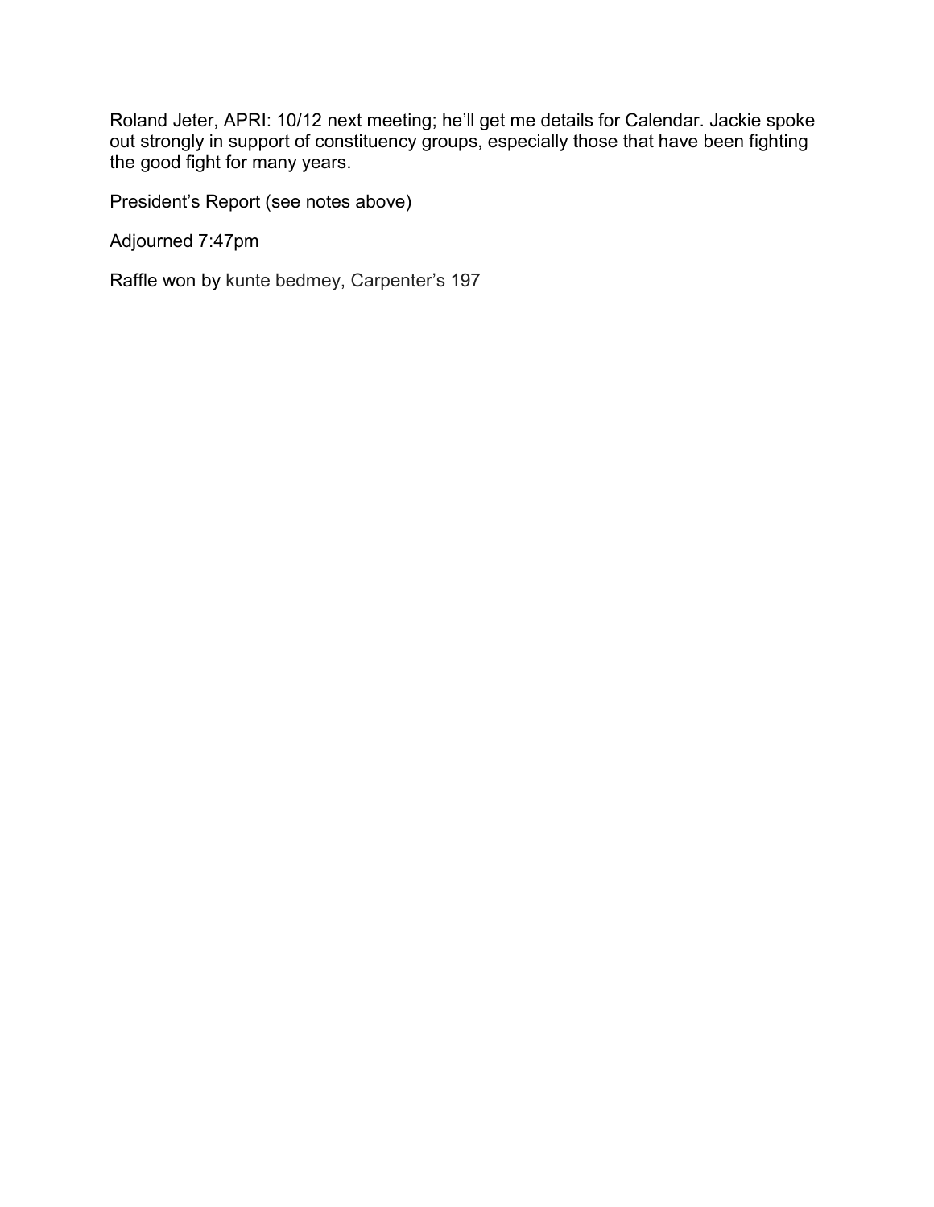Roland Jeter, APRI: 10/12 next meeting; he'll get me details for Calendar. Jackie spoke out strongly in support of constituency groups, especially those that have been fighting the good fight for many years.

President's Report (see notes above)

Adjourned 7:47pm

Raffle won by kunte bedmey, Carpenter's 197